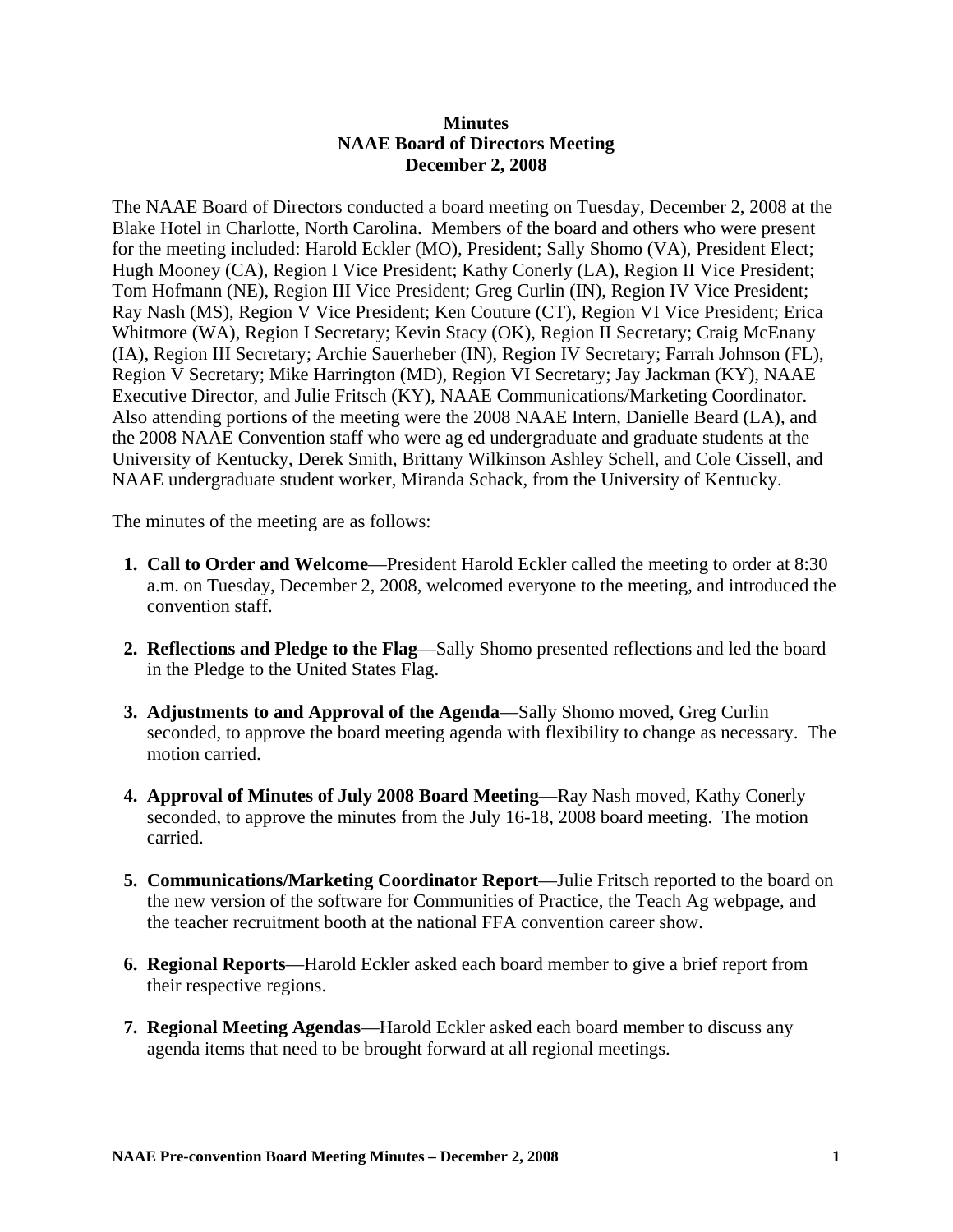**Minutes**
**NAAE Board of Directors Meeting**
**December 2, 2008**

The NAAE Board of Directors conducted a board meeting on Tuesday, December 2, 2008 at the Blake Hotel in Charlotte, North Carolina. Members of the board and others who were present for the meeting included: Harold Eckler (MO), President; Sally Shomo (VA), President Elect; Hugh Mooney (CA), Region I Vice President; Kathy Conerly (LA), Region II Vice President; Tom Hofmann (NE), Region III Vice President; Greg Curlin (IN), Region IV Vice President; Ray Nash (MS), Region V Vice President; Ken Couture (CT), Region VI Vice President; Erica Whitmore (WA), Region I Secretary; Kevin Stacy (OK), Region II Secretary; Craig McEnany (IA), Region III Secretary; Archie Sauerheber (IN), Region IV Secretary; Farrah Johnson (FL), Region V Secretary; Mike Harrington (MD), Region VI Secretary; Jay Jackman (KY), NAAE Executive Director, and Julie Fritsch (KY), NAAE Communications/Marketing Coordinator. Also attending portions of the meeting were the 2008 NAAE Intern, Danielle Beard (LA), and the 2008 NAAE Convention staff who were ag ed undergraduate and graduate students at the University of Kentucky, Derek Smith, Brittany Wilkinson Ashley Schell, and Cole Cissell, and NAAE undergraduate student worker, Miranda Schack, from the University of Kentucky.

The minutes of the meeting are as follows:

1. **Call to Order and Welcome**—President Harold Eckler called the meeting to order at 8:30 a.m. on Tuesday, December 2, 2008, welcomed everyone to the meeting, and introduced the convention staff.

2. **Reflections and Pledge to the Flag**—Sally Shomo presented reflections and led the board in the Pledge to the United States Flag.

3. **Adjustments to and Approval of the Agenda**—Sally Shomo moved, Greg Curlin seconded, to approve the board meeting agenda with flexibility to change as necessary. The motion carried.

4. **Approval of Minutes of July 2008 Board Meeting**—Ray Nash moved, Kathy Conerly seconded, to approve the minutes from the July 16-18, 2008 board meeting. The motion carried.

5. **Communications/Marketing Coordinator Report**—Julie Fritsch reported to the board on the new version of the software for Communities of Practice, the Teach Ag webpage, and the teacher recruitment booth at the national FFA convention career show.

6. **Regional Reports**—Harold Eckler asked each board member to give a brief report from their respective regions.

7. **Regional Meeting Agendas**—Harold Eckler asked each board member to discuss any agenda items that need to be brought forward at all regional meetings.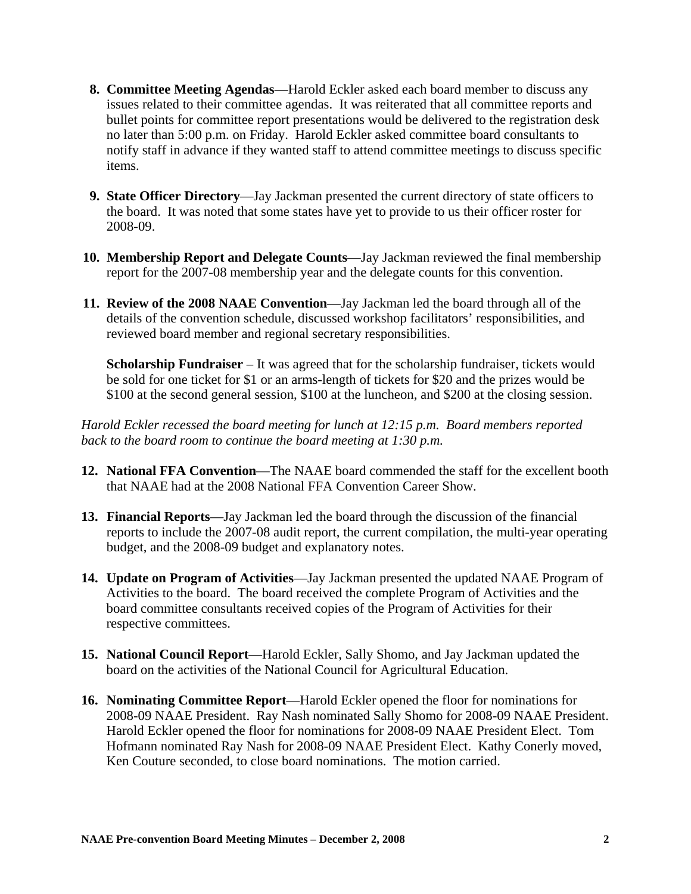8. **Committee Meeting Agendas**—Harold Eckler asked each board member to discuss any issues related to their committee agendas. It was reiterated that all committee reports and bullet points for committee report presentations would be delivered to the registration desk no later than 5:00 p.m. on Friday. Harold Eckler asked committee board consultants to notify staff in advance if they wanted staff to attend committee meetings to discuss specific items.

9. **State Officer Directory**—Jay Jackman presented the current directory of state officers to the board. It was noted that some states have yet to provide to us their officer roster for 2008-09.

10. **Membership Report and Delegate Counts**—Jay Jackman reviewed the final membership report for the 2007-08 membership year and the delegate counts for this convention.

11. **Review of the 2008 NAAE Convention**—Jay Jackman led the board through all of the details of the convention schedule, discussed workshop facilitators' responsibilities, and reviewed board member and regional secretary responsibilities.

    **Scholarship Fundraiser** – It was agreed that for the scholarship fundraiser, tickets would be sold for one ticket for $1 or an arms-length of tickets for $20 and the prizes would be $100 at the second general session, $100 at the luncheon, and $200 at the closing session.

*Harold Eckler recessed the board meeting for lunch at 12:15 p.m. Board members reported back to the board room to continue the board meeting at 1:30 p.m.*

12. **National FFA Convention**—The NAAE board commended the staff for the excellent booth that NAAE had at the 2008 National FFA Convention Career Show.

13. **Financial Reports**—Jay Jackman led the board through the discussion of the financial reports to include the 2007-08 audit report, the current compilation, the multi-year operating budget, and the 2008-09 budget and explanatory notes.

14. **Update on Program of Activities**—Jay Jackman presented the updated NAAE Program of Activities to the board. The board received the complete Program of Activities and the board committee consultants received copies of the Program of Activities for their respective committees.

15. **National Council Report**—Harold Eckler, Sally Shomo, and Jay Jackman updated the board on the activities of the National Council for Agricultural Education.

16. **Nominating Committee Report**—Harold Eckler opened the floor for nominations for 2008-09 NAAE President. Ray Nash nominated Sally Shomo for 2008-09 NAAE President. Harold Eckler opened the floor for nominations for 2008-09 NAAE President Elect. Tom Hofmann nominated Ray Nash for 2008-09 NAAE President Elect. Kathy Conerly moved, Ken Couture seconded, to close board nominations. The motion carried.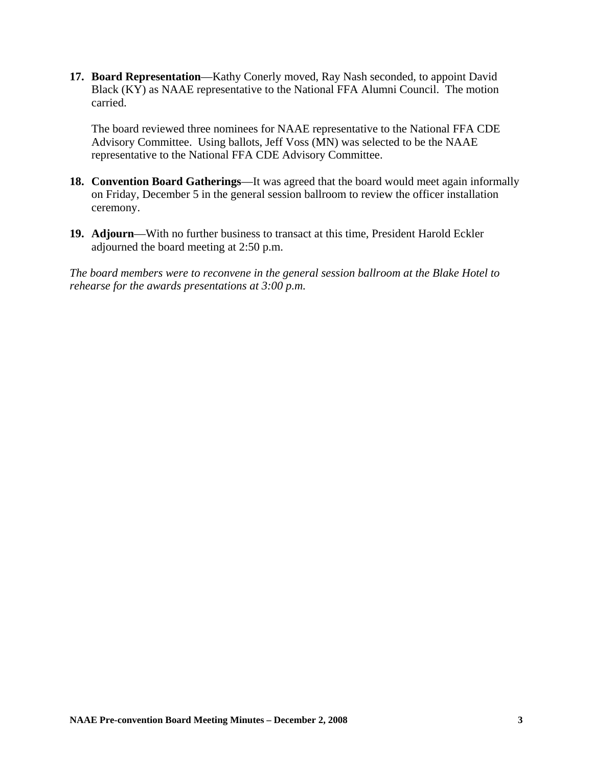17. **Board Representation**—Kathy Conerly moved, Ray Nash seconded, to appoint David Black (KY) as NAAE representative to the National FFA Alumni Council. The motion carried.

    The board reviewed three nominees for NAAE representative to the National FFA CDE Advisory Committee. Using ballots, Jeff Voss (MN) was selected to be the NAAE representative to the National FFA CDE Advisory Committee.

18. **Convention Board Gatherings**—It was agreed that the board would meet again informally on Friday, December 5 in the general session ballroom to review the officer installation ceremony.

19. **Adjourn**—With no further business to transact at this time, President Harold Eckler adjourned the board meeting at 2:50 p.m.

*The board members were to reconvene in the general session ballroom at the Blake Hotel to rehearse for the awards presentations at 3:00 p.m.*